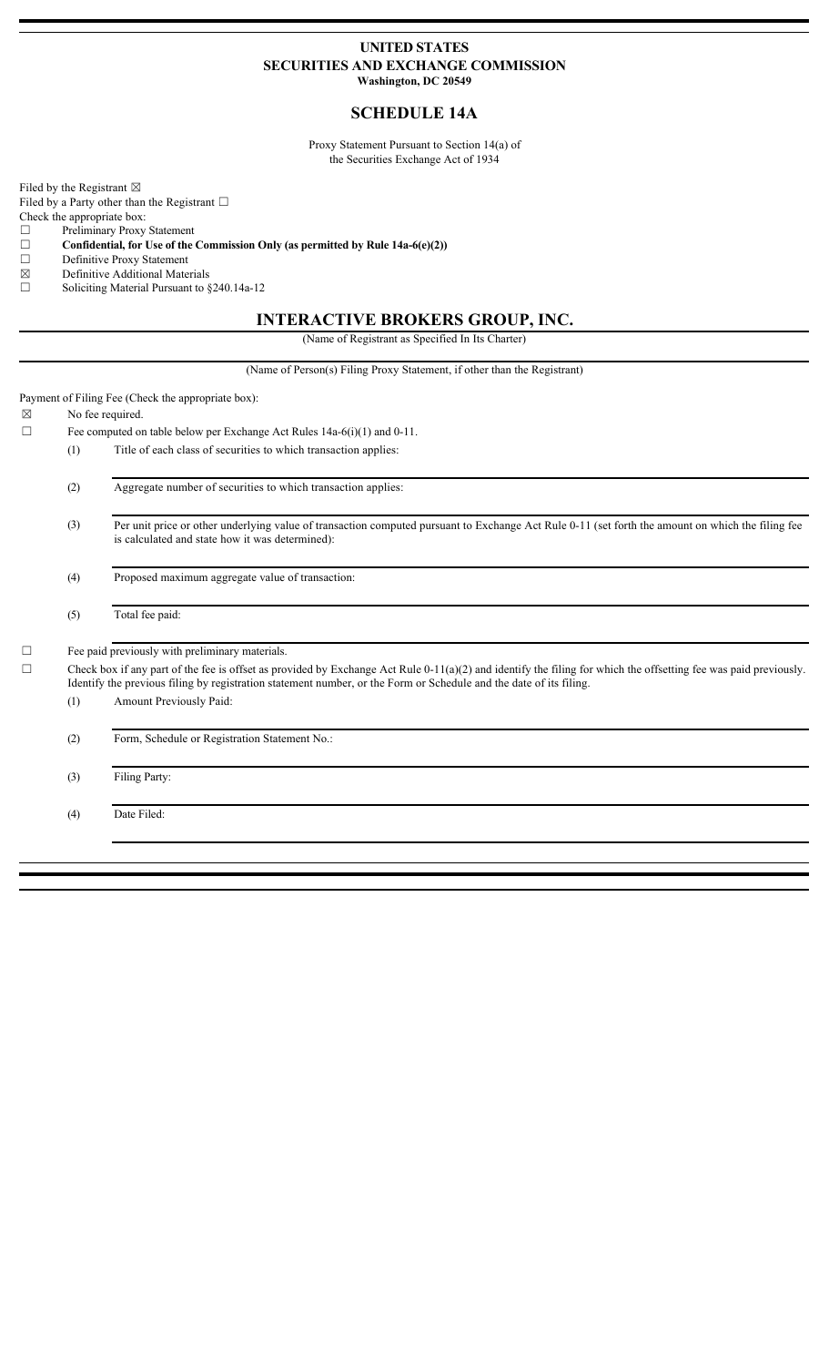**UNITED STATES**
**SECURITIES AND EXCHANGE COMMISSION**
**Washington, DC 20549**

# SCHEDULE 14A

Proxy Statement Pursuant to Section 14(a) of
the Securities Exchange Act of 1934

Filed by the Registrant ☒
Filed by a Party other than the Registrant ☐
Check the appropriate box:

☐ Preliminary Proxy Statement
☐ **Confidential, for Use of the Commission Only (as permitted by Rule 14a-6(e)(2))**
☐ Definitive Proxy Statement
☒ Definitive Additional Materials
☐ Soliciting Material Pursuant to §240.14a-12

# INTERACTIVE BROKERS GROUP, INC.

(Name of Registrant as Specified In Its Charter)

(Name of Person(s) Filing Proxy Statement, if other than the Registrant)

Payment of Filing Fee (Check the appropriate box):

☒ No fee required.

☐ Fee computed on table below per Exchange Act Rules 14a-6(i)(1) and 0-11.

(1) Title of each class of securities to which transaction applies:

(2) Aggregate number of securities to which transaction applies:

(3) Per unit price or other underlying value of transaction computed pursuant to Exchange Act Rule 0-11 (set forth the amount on which the filing fee is calculated and state how it was determined):

(4) Proposed maximum aggregate value of transaction:

(5) Total fee paid:

☐ Fee paid previously with preliminary materials.

☐ Check box if any part of the fee is offset as provided by Exchange Act Rule 0-11(a)(2) and identify the filing for which the offsetting fee was paid previously. Identify the previous filing by registration statement number, or the Form or Schedule and the date of its filing.

(1) Amount Previously Paid:

(2) Form, Schedule or Registration Statement No.:

(3) Filing Party:

(4) Date Filed: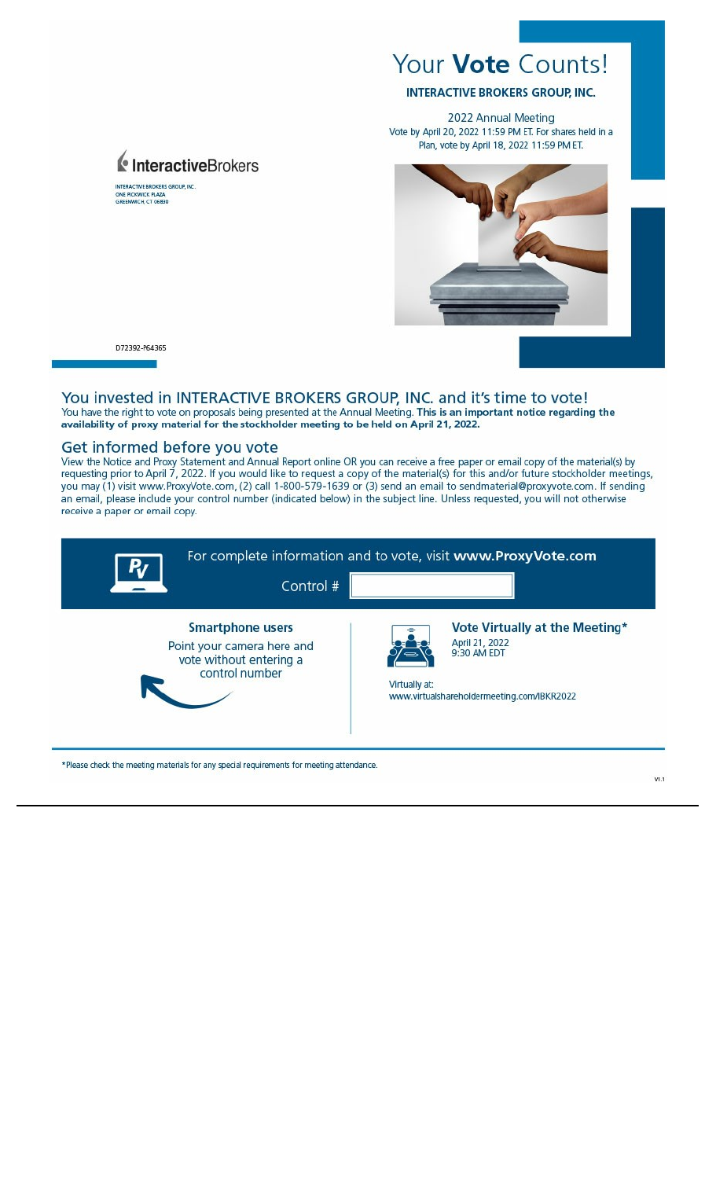# Your **Vote** Counts!

**INTERACTIVE BROKERS GROUP, INC.**

2022 Annual Meeting

Vote by April 20, 2022 11:59 PM ET. For shares held in a Plan, vote by April 18, 2022 11:59 PM ET.

InteractiveBrokers

INTERACTIVE BROKERS GROUP, INC.
ONE PICKWICK PLAZA
GREENWICH, CT 06830

D72392-P64365

## You invested in INTERACTIVE BROKERS GROUP, INC. and it's time to vote!

You have the right to vote on proposals being presented at the Annual Meeting. **This is an important notice regarding the availability of proxy material for the stockholder meeting to be held on April 21, 2022.**

## Get informed before you vote

View the Notice and Proxy Statement and Annual Report online OR you can receive a free paper or email copy of the material(s) by requesting prior to April 7, 2022. If you would like to request a copy of the material(s) for this and/or future stockholder meetings, you may (1) visit www.ProxyVote.com, (2) call 1-800-579-1639 or (3) send an email to sendmaterial@proxyvote.com. If sending an email, please include your control number (indicated below) in the subject line. Unless requested, you will not otherwise receive a paper or email copy.

For complete information and to vote, visit **www.ProxyVote.com**

Control #

**Smartphone users**

Point your camera here and vote without entering a control number

**Vote Virtually at the Meeting***

April 21, 2022
9:30 AM EDT

Virtually at:
www.virtualshareholdermeeting.com/IBKR2022

*Please check the meeting materials for any special requirements for meeting attendance.

V1.1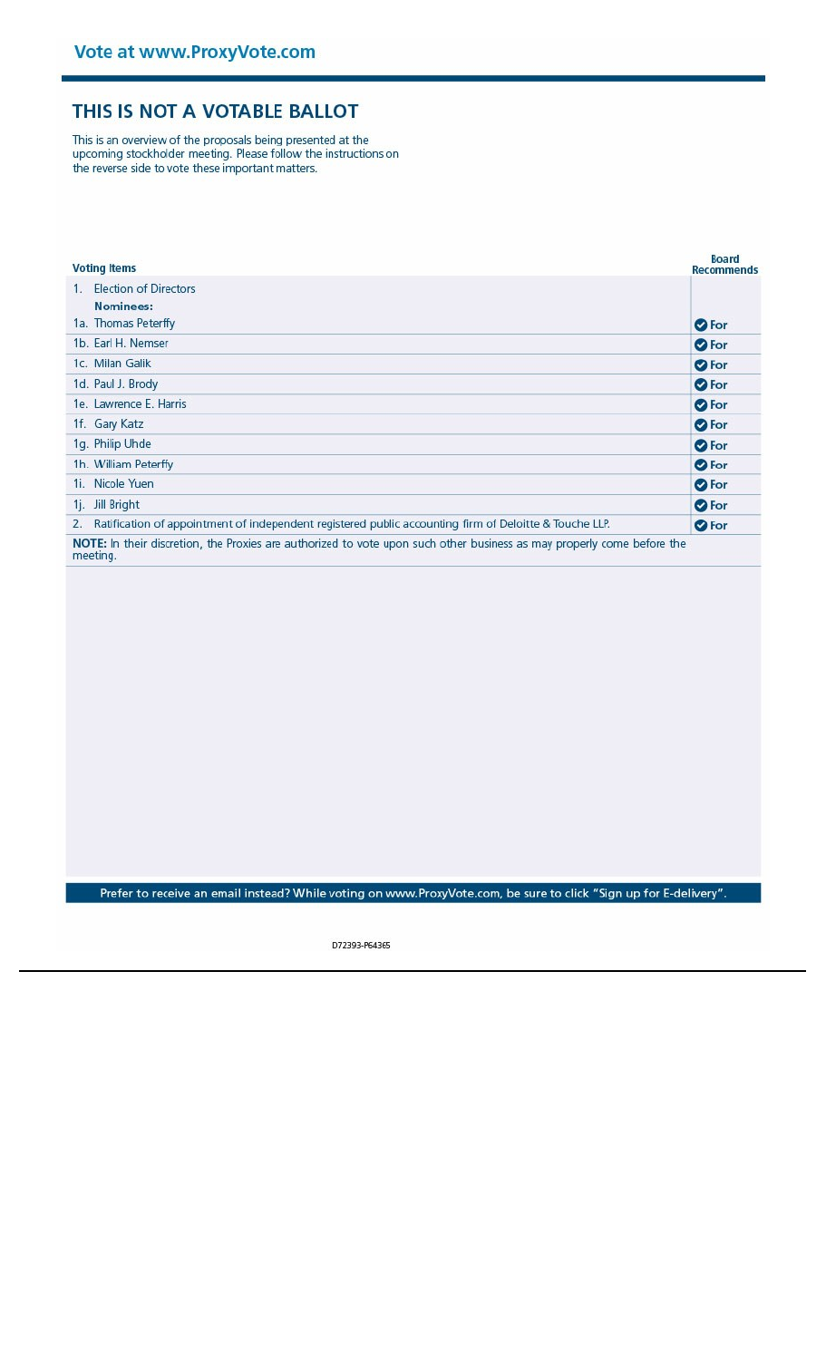Vote at www.ProxyVote.com

## THIS IS NOT A VOTABLE BALLOT

This is an overview of the proposals being presented at the upcoming stockholder meeting. Please follow the instructions on the reverse side to vote these important matters.

| Voting Items | Board Recommends |
|---|---|
| 1. Election of Directors | |
| **Nominees:** | |
| 1a. Thomas Peterffy | For |
| 1b. Earl H. Nemser | For |
| 1c. Milan Galik | For |
| 1d. Paul J. Brody | For |
| 1e. Lawrence E. Harris | For |
| 1f. Gary Katz | For |
| 1g. Philip Uhde | For |
| 1h. William Peterffy | For |
| 1i. Nicole Yuen | For |
| 1j. Jill Bright | For |
| 2. Ratification of appointment of independent registered public accounting firm of Deloitte & Touche LLP. | For |

**NOTE:** In their discretion, the Proxies are authorized to vote upon such other business as may properly come before the meeting.

Prefer to receive an email instead? While voting on www.ProxyVote.com, be sure to click "Sign up for E-delivery".

D72393-P64365